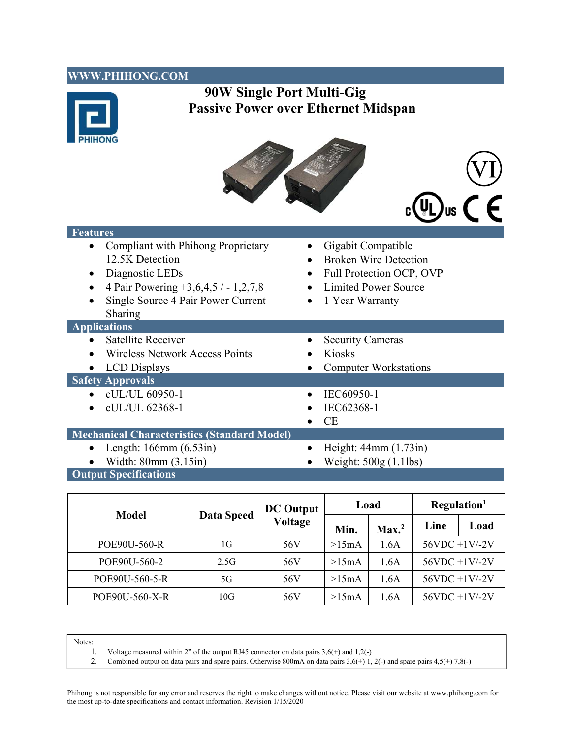WWW.PHIHONG.COM

# 90W Single Port Multi-Gig Passive Power over Ethernet Midspan

## Features

- Compliant with Phihong Proprietary 12.5K Detection
- Diagnostic LEDs
- 4 Pair Powering +3,6,4,5 / - 1,2,7,8
- Single Source 4 Pair Power Current Sharing
- Gigabit Compatible
- Broken Wire Detection
- Full Protection OCP, OVP
- Limited Power Source
- 1 Year Warranty

## Applications

- Satellite Receiver
- Wireless Network Access Points
- LCD Displays
- Security Cameras
- Kiosks
- Computer Workstations

## Safety Approvals

- cUL/UL 60950-1
- cUL/UL 62368-1
- IEC60950-1
- IEC62368-1
- CE

## Mechanical Characteristics (Standard Model)

- Length: 166mm (6.53in)
- Width: 80mm (3.15in)
- Height: 44mm (1.73in)
- Weight: 500g (1.1lbs)

## Output Specifications

| Model | Data Speed | DC Output Voltage | Load | | Regulation[1] | |
|---|---|---|---|---|---|---|
| | | | Min. | Max.[2] | Line | Load |
| POE90U-560-R | 1G | 56V | >15mA | 1.6A | 56VDC +1V/-2V | |
| POE90U-560-2 | 2.5G | 56V | >15mA | 1.6A | 56VDC +1V/-2V | |
| POE90U-560-5-R | 5G | 56V | >15mA | 1.6A | 56VDC +1V/-2V | |
| POE90U-560-X-R | 10G | 56V | >15mA | 1.6A | 56VDC +1V/-2V | |

Notes:

1. Voltage measured within 2" of the output RJ45 connector on data pairs 3,6(+) and 1,2(-)
2. Combined output on data pairs and spare pairs. Otherwise 800mA on data pairs 3,6(+) 1, 2(-) and spare pairs 4,5(+) 7,8(-)

Phihong is not responsible for any error and reserves the right to make changes without notice. Please visit our website at www.phihong.com for the most up-to-date specifications and contact information. Revision 1/15/2020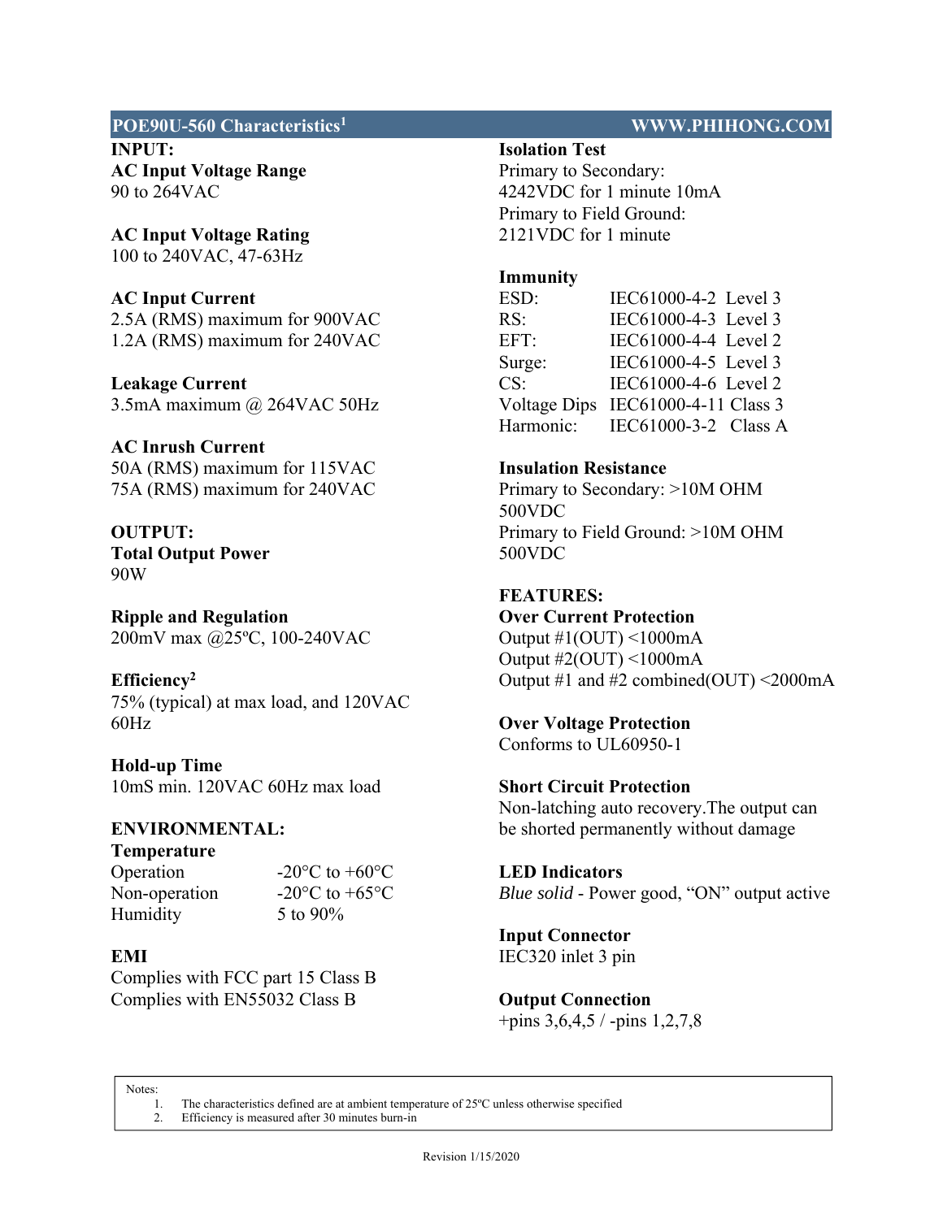## POE90U-560 Characteristics[1] — WWW.PHIHONG.COM

### INPUT:

**AC Input Voltage Range**
90 to 264VAC

**AC Input Voltage Rating**
100 to 240VAC, 47-63Hz

**AC Input Current**
2.5A (RMS) maximum for 900VAC
1.2A (RMS) maximum for 240VAC

**Leakage Current**
3.5mA maximum @ 264VAC 50Hz

**AC Inrush Current**
50A (RMS) maximum for 115VAC
75A (RMS) maximum for 240VAC

### OUTPUT:

**Total Output Power**
90W

**Ripple and Regulation**
200mV max @25ºC, 100-240VAC

**Efficiency[2]**
75% (typical) at max load, and 120VAC 60Hz

**Hold-up Time**
10mS min. 120VAC 60Hz max load

### ENVIRONMENTAL:

**Temperature**

| | |
|---|---|
| Operation | -20°C to +60°C |
| Non-operation | -20°C to +65°C |
| Humidity | 5 to 90% |

**EMI**
Complies with FCC part 15 Class B
Complies with EN55032 Class B

**Isolation Test**
Primary to Secondary:
4242VDC for 1 minute 10mA
Primary to Field Ground:
2121VDC for 1 minute

**Immunity**

| | | |
|---|---|---|
| ESD: | IEC61000-4-2 | Level 3 |
| RS: | IEC61000-4-3 | Level 3 |
| EFT: | IEC61000-4-4 | Level 2 |
| Surge: | IEC61000-4-5 | Level 3 |
| CS: | IEC61000-4-6 | Level 2 |
| Voltage Dips | IEC61000-4-11 | Class 3 |
| Harmonic: | IEC61000-3-2 | Class A |

**Insulation Resistance**
Primary to Secondary: >10M OHM 500VDC
Primary to Field Ground: >10M OHM 500VDC

### FEATURES:

**Over Current Protection**
Output #1(OUT) <1000mA
Output #2(OUT) <1000mA
Output #1 and #2 combined(OUT) <2000mA

**Over Voltage Protection**
Conforms to UL60950-1

**Short Circuit Protection**
Non-latching auto recovery.The output can be shorted permanently without damage

**LED Indicators**
*Blue solid* - Power good, "ON" output active

**Input Connector**
IEC320 inlet 3 pin

**Output Connection**
+pins 3,6,4,5 / -pins 1,2,7,8

---

Notes:
1. The characteristics defined are at ambient temperature of 25ºC unless otherwise specified
2. Efficiency is measured after 30 minutes burn-in

Revision 1/15/2020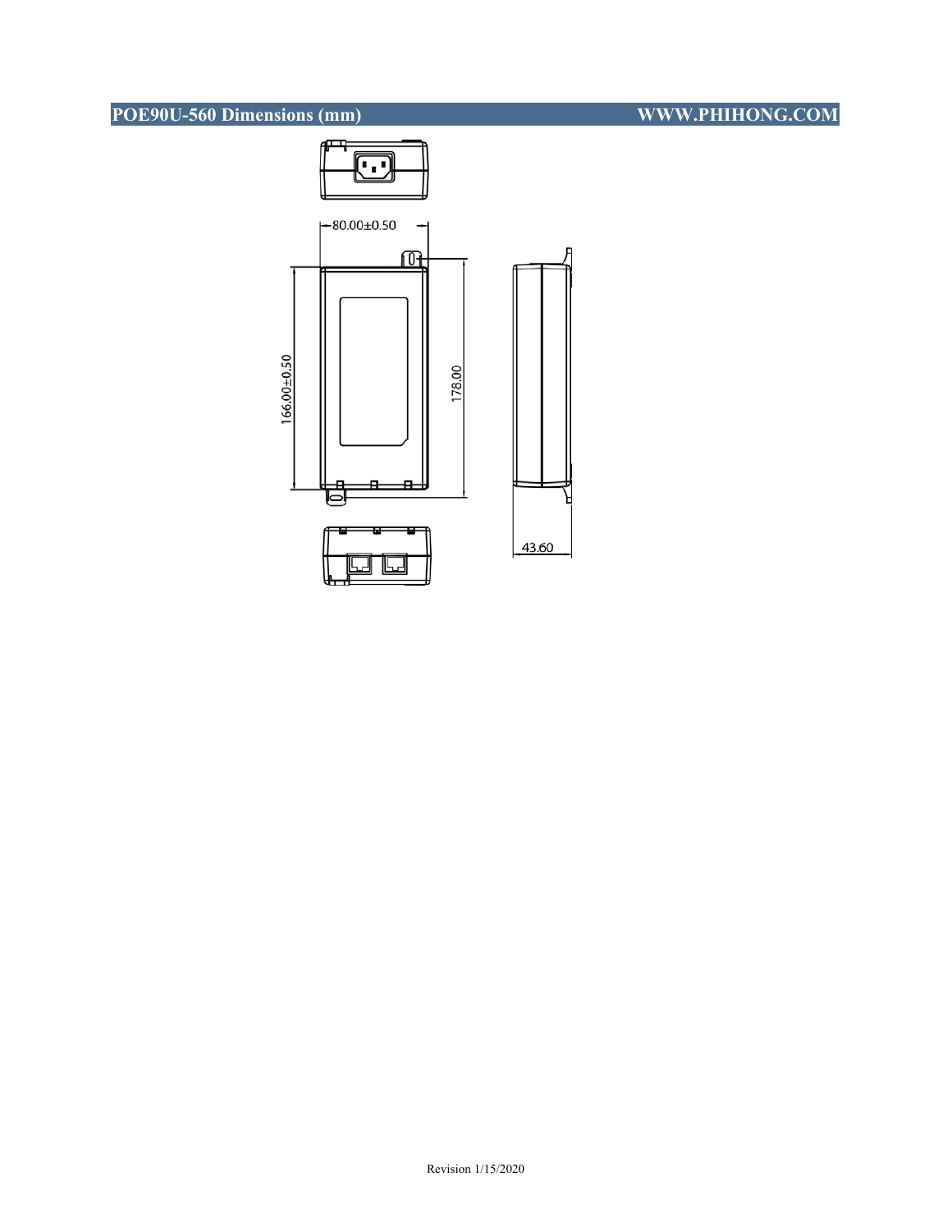## POE90U-560 Dimensions (mm)

WWW.PHIHONG.COM

80.00±0.50

166.00±0.50

178.00

43.60

Revision 1/15/2020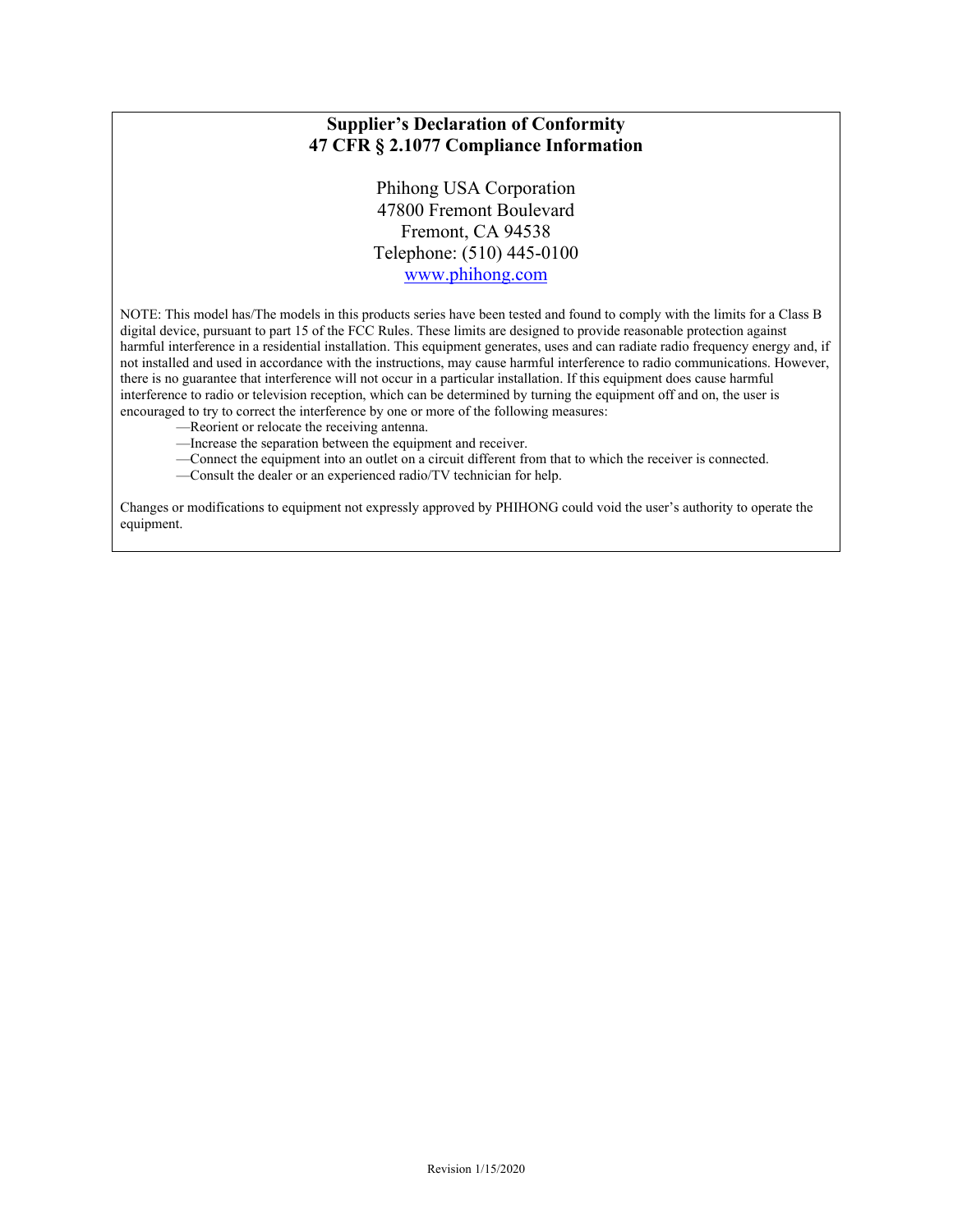# Supplier's Declaration of Conformity
# 47 CFR § 2.1077 Compliance Information

Phihong USA Corporation
47800 Fremont Boulevard
Fremont, CA 94538
Telephone: (510) 445-0100
[www.phihong.com](http://www.phihong.com)

NOTE: This model has/The models in this products series have been tested and found to comply with the limits for a Class B digital device, pursuant to part 15 of the FCC Rules. These limits are designed to provide reasonable protection against harmful interference in a residential installation. This equipment generates, uses and can radiate radio frequency energy and, if not installed and used in accordance with the instructions, may cause harmful interference to radio communications. However, there is no guarantee that interference will not occur in a particular installation. If this equipment does cause harmful interference to radio or television reception, which can be determined by turning the equipment off and on, the user is encouraged to try to correct the interference by one or more of the following measures:

—Reorient or relocate the receiving antenna.
—Increase the separation between the equipment and receiver.
—Connect the equipment into an outlet on a circuit different from that to which the receiver is connected.
—Consult the dealer or an experienced radio/TV technician for help.

Changes or modifications to equipment not expressly approved by PHIHONG could void the user's authority to operate the equipment.

Revision 1/15/2020